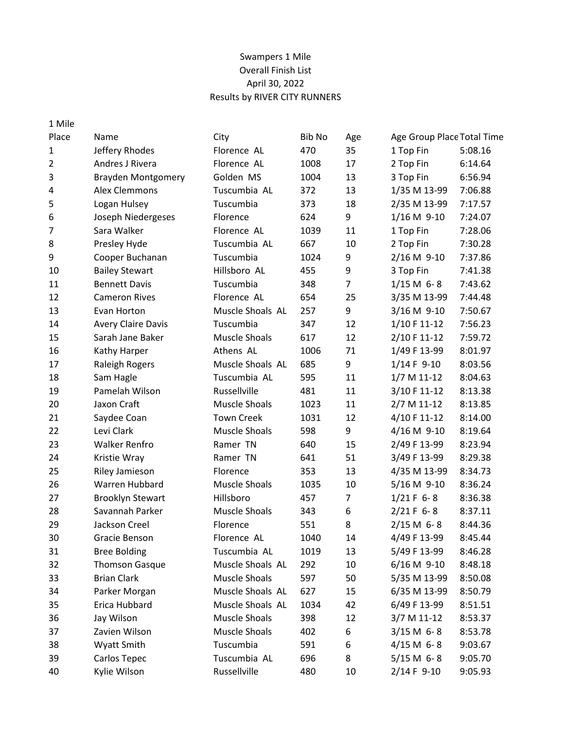Swampers 1 Mile
Overall Finish List
April 30, 2022
Results by RIVER CITY RUNNERS

1 Mile

| Place | Name | City | Bib No | Age | Age Group Place | Total Time |
|---|---|---|---|---|---|---|
| 1 | Jeffery Rhodes | Florence AL | 470 | 35 | 1 Top Fin | 5:08.16 |
| 2 | Andres J Rivera | Florence AL | 1008 | 17 | 2 Top Fin | 6:14.64 |
| 3 | Brayden Montgomery | Golden MS | 1004 | 13 | 3 Top Fin | 6:56.94 |
| 4 | Alex Clemmons | Tuscumbia AL | 372 | 13 | 1/35 M 13-99 | 7:06.88 |
| 5 | Logan Hulsey | Tuscumbia | 373 | 18 | 2/35 M 13-99 | 7:17.57 |
| 6 | Joseph Niedergeses | Florence | 624 | 9 | 1/16 M 9-10 | 7:24.07 |
| 7 | Sara Walker | Florence AL | 1039 | 11 | 1 Top Fin | 7:28.06 |
| 8 | Presley Hyde | Tuscumbia AL | 667 | 10 | 2 Top Fin | 7:30.28 |
| 9 | Cooper Buchanan | Tuscumbia | 1024 | 9 | 2/16 M 9-10 | 7:37.86 |
| 10 | Bailey Stewart | Hillsboro AL | 455 | 9 | 3 Top Fin | 7:41.38 |
| 11 | Bennett Davis | Tuscumbia | 348 | 7 | 1/15 M 6-8 | 7:43.62 |
| 12 | Cameron Rives | Florence AL | 654 | 25 | 3/35 M 13-99 | 7:44.48 |
| 13 | Evan Horton | Muscle Shoals AL | 257 | 9 | 3/16 M 9-10 | 7:50.67 |
| 14 | Avery Claire Davis | Tuscumbia | 347 | 12 | 1/10 F 11-12 | 7:56.23 |
| 15 | Sarah Jane Baker | Muscle Shoals | 617 | 12 | 2/10 F 11-12 | 7:59.72 |
| 16 | Kathy Harper | Athens AL | 1006 | 71 | 1/49 F 13-99 | 8:01.97 |
| 17 | Raleigh Rogers | Muscle Shoals AL | 685 | 9 | 1/14 F 9-10 | 8:03.56 |
| 18 | Sam Hagle | Tuscumbia AL | 595 | 11 | 1/7 M 11-12 | 8:04.63 |
| 19 | Pamelah Wilson | Russellville | 481 | 11 | 3/10 F 11-12 | 8:13.38 |
| 20 | Jaxon Craft | Muscle Shoals | 1023 | 11 | 2/7 M 11-12 | 8:13.85 |
| 21 | Saydee Coan | Town Creek | 1031 | 12 | 4/10 F 11-12 | 8:14.00 |
| 22 | Levi Clark | Muscle Shoals | 598 | 9 | 4/16 M 9-10 | 8:19.64 |
| 23 | Walker Renfro | Ramer TN | 640 | 15 | 2/49 F 13-99 | 8:23.94 |
| 24 | Kristie Wray | Ramer TN | 641 | 51 | 3/49 F 13-99 | 8:29.38 |
| 25 | Riley Jamieson | Florence | 353 | 13 | 4/35 M 13-99 | 8:34.73 |
| 26 | Warren Hubbard | Muscle Shoals | 1035 | 10 | 5/16 M 9-10 | 8:36.24 |
| 27 | Brooklyn Stewart | Hillsboro | 457 | 7 | 1/21 F 6-8 | 8:36.38 |
| 28 | Savannah Parker | Muscle Shoals | 343 | 6 | 2/21 F 6-8 | 8:37.11 |
| 29 | Jackson Creel | Florence | 551 | 8 | 2/15 M 6-8 | 8:44.36 |
| 30 | Gracie Benson | Florence AL | 1040 | 14 | 4/49 F 13-99 | 8:45.44 |
| 31 | Bree Bolding | Tuscumbia AL | 1019 | 13 | 5/49 F 13-99 | 8:46.28 |
| 32 | Thomson Gasque | Muscle Shoals AL | 292 | 10 | 6/16 M 9-10 | 8:48.18 |
| 33 | Brian Clark | Muscle Shoals | 597 | 50 | 5/35 M 13-99 | 8:50.08 |
| 34 | Parker Morgan | Muscle Shoals AL | 627 | 15 | 6/35 M 13-99 | 8:50.79 |
| 35 | Erica Hubbard | Muscle Shoals AL | 1034 | 42 | 6/49 F 13-99 | 8:51.51 |
| 36 | Jay Wilson | Muscle Shoals | 398 | 12 | 3/7 M 11-12 | 8:53.37 |
| 37 | Zavien Wilson | Muscle Shoals | 402 | 6 | 3/15 M 6-8 | 8:53.78 |
| 38 | Wyatt Smith | Tuscumbia | 591 | 6 | 4/15 M 6-8 | 9:03.67 |
| 39 | Carlos Tepec | Tuscumbia AL | 696 | 8 | 5/15 M 6-8 | 9:05.70 |
| 40 | Kylie Wilson | Russellville | 480 | 10 | 2/14 F 9-10 | 9:05.93 |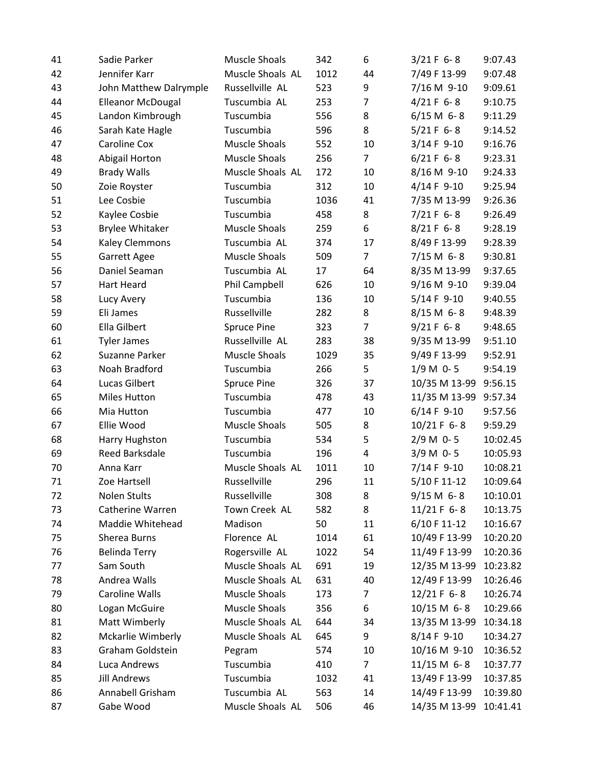| | | | | | | |
|---|---|---|---|---|---|---|
| 41 | Sadie Parker | Muscle Shoals | 342 | 6 | 3/21 F 6- 8 | 9:07.43 |
| 42 | Jennifer Karr | Muscle Shoals AL | 1012 | 44 | 7/49 F 13-99 | 9:07.48 |
| 43 | John Matthew Dalrymple | Russellville AL | 523 | 9 | 7/16 M 9-10 | 9:09.61 |
| 44 | Elleanor McDougal | Tuscumbia AL | 253 | 7 | 4/21 F 6- 8 | 9:10.75 |
| 45 | Landon Kimbrough | Tuscumbia | 556 | 8 | 6/15 M 6- 8 | 9:11.29 |
| 46 | Sarah Kate Hagle | Tuscumbia | 596 | 8 | 5/21 F 6- 8 | 9:14.52 |
| 47 | Caroline Cox | Muscle Shoals | 552 | 10 | 3/14 F 9-10 | 9:16.76 |
| 48 | Abigail Horton | Muscle Shoals | 256 | 7 | 6/21 F 6- 8 | 9:23.31 |
| 49 | Brady Walls | Muscle Shoals AL | 172 | 10 | 8/16 M 9-10 | 9:24.33 |
| 50 | Zoie Royster | Tuscumbia | 312 | 10 | 4/14 F 9-10 | 9:25.94 |
| 51 | Lee Cosbie | Tuscumbia | 1036 | 41 | 7/35 M 13-99 | 9:26.36 |
| 52 | Kaylee Cosbie | Tuscumbia | 458 | 8 | 7/21 F 6- 8 | 9:26.49 |
| 53 | Brylee Whitaker | Muscle Shoals | 259 | 6 | 8/21 F 6- 8 | 9:28.19 |
| 54 | Kaley Clemmons | Tuscumbia AL | 374 | 17 | 8/49 F 13-99 | 9:28.39 |
| 55 | Garrett Agee | Muscle Shoals | 509 | 7 | 7/15 M 6- 8 | 9:30.81 |
| 56 | Daniel Seaman | Tuscumbia AL | 17 | 64 | 8/35 M 13-99 | 9:37.65 |
| 57 | Hart Heard | Phil Campbell | 626 | 10 | 9/16 M 9-10 | 9:39.04 |
| 58 | Lucy Avery | Tuscumbia | 136 | 10 | 5/14 F 9-10 | 9:40.55 |
| 59 | Eli James | Russellville | 282 | 8 | 8/15 M 6- 8 | 9:48.39 |
| 60 | Ella Gilbert | Spruce Pine | 323 | 7 | 9/21 F 6- 8 | 9:48.65 |
| 61 | Tyler James | Russellville AL | 283 | 38 | 9/35 M 13-99 | 9:51.10 |
| 62 | Suzanne Parker | Muscle Shoals | 1029 | 35 | 9/49 F 13-99 | 9:52.91 |
| 63 | Noah Bradford | Tuscumbia | 266 | 5 | 1/9 M 0- 5 | 9:54.19 |
| 64 | Lucas Gilbert | Spruce Pine | 326 | 37 | 10/35 M 13-99 | 9:56.15 |
| 65 | Miles Hutton | Tuscumbia | 478 | 43 | 11/35 M 13-99 | 9:57.34 |
| 66 | Mia Hutton | Tuscumbia | 477 | 10 | 6/14 F 9-10 | 9:57.56 |
| 67 | Ellie Wood | Muscle Shoals | 505 | 8 | 10/21 F 6- 8 | 9:59.29 |
| 68 | Harry Hughston | Tuscumbia | 534 | 5 | 2/9 M 0- 5 | 10:02.45 |
| 69 | Reed Barksdale | Tuscumbia | 196 | 4 | 3/9 M 0- 5 | 10:05.93 |
| 70 | Anna Karr | Muscle Shoals AL | 1011 | 10 | 7/14 F 9-10 | 10:08.21 |
| 71 | Zoe Hartsell | Russellville | 296 | 11 | 5/10 F 11-12 | 10:09.64 |
| 72 | Nolen Stults | Russellville | 308 | 8 | 9/15 M 6- 8 | 10:10.01 |
| 73 | Catherine Warren | Town Creek AL | 582 | 8 | 11/21 F 6- 8 | 10:13.75 |
| 74 | Maddie Whitehead | Madison | 50 | 11 | 6/10 F 11-12 | 10:16.67 |
| 75 | Sherea Burns | Florence AL | 1014 | 61 | 10/49 F 13-99 | 10:20.20 |
| 76 | Belinda Terry | Rogersville AL | 1022 | 54 | 11/49 F 13-99 | 10:20.36 |
| 77 | Sam South | Muscle Shoals AL | 691 | 19 | 12/35 M 13-99 | 10:23.82 |
| 78 | Andrea Walls | Muscle Shoals AL | 631 | 40 | 12/49 F 13-99 | 10:26.46 |
| 79 | Caroline Walls | Muscle Shoals | 173 | 7 | 12/21 F 6- 8 | 10:26.74 |
| 80 | Logan McGuire | Muscle Shoals | 356 | 6 | 10/15 M 6- 8 | 10:29.66 |
| 81 | Matt Wimberly | Muscle Shoals AL | 644 | 34 | 13/35 M 13-99 | 10:34.18 |
| 82 | Mckarlie Wimberly | Muscle Shoals AL | 645 | 9 | 8/14 F 9-10 | 10:34.27 |
| 83 | Graham Goldstein | Pegram | 574 | 10 | 10/16 M 9-10 | 10:36.52 |
| 84 | Luca Andrews | Tuscumbia | 410 | 7 | 11/15 M 6- 8 | 10:37.77 |
| 85 | Jill Andrews | Tuscumbia | 1032 | 41 | 13/49 F 13-99 | 10:37.85 |
| 86 | Annabell Grisham | Tuscumbia AL | 563 | 14 | 14/49 F 13-99 | 10:39.80 |
| 87 | Gabe Wood | Muscle Shoals AL | 506 | 46 | 14/35 M 13-99 | 10:41.41 |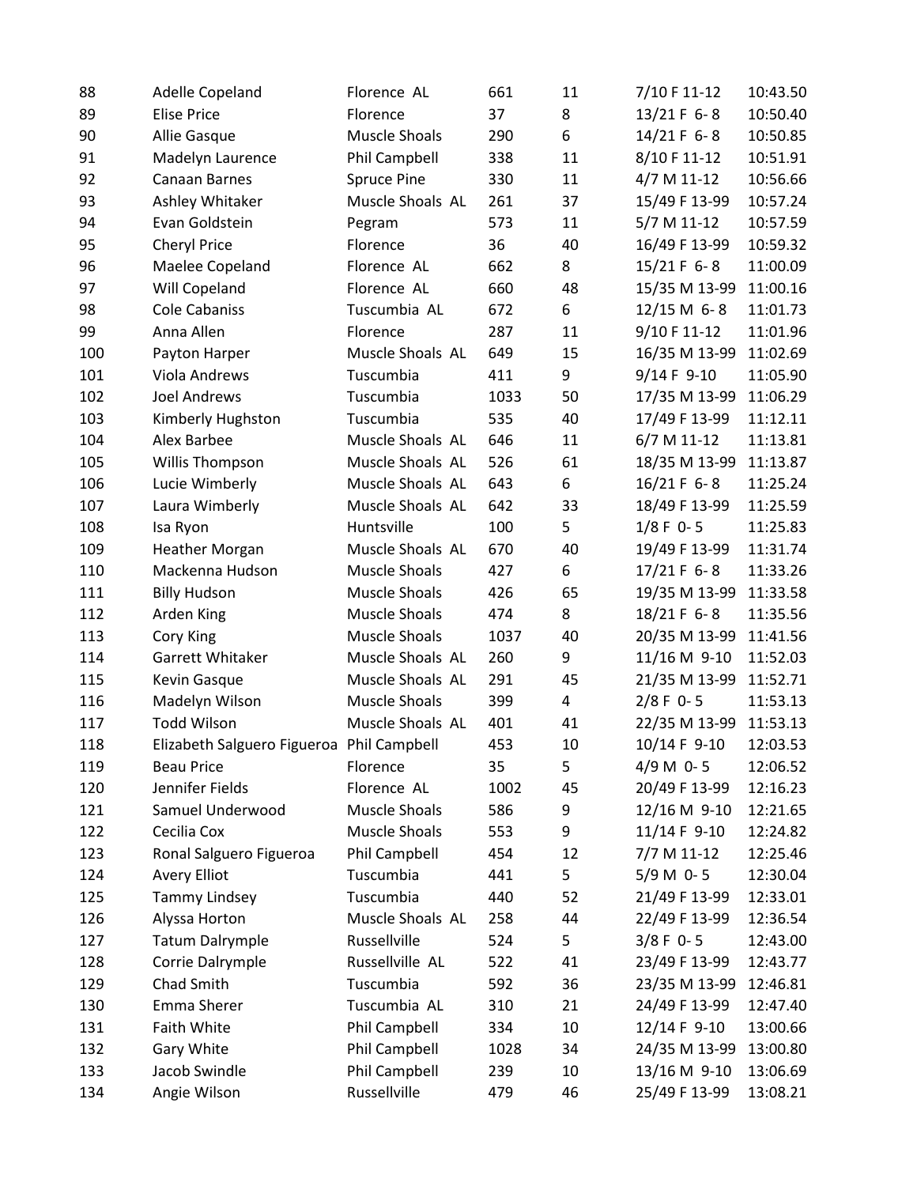| | | | | | | |
|---|---|---|---|---|---|---|
| 88 | Adelle Copeland | Florence AL | 661 | 11 | 7/10 F 11-12 | 10:43.50 |
| 89 | Elise Price | Florence | 37 | 8 | 13/21 F 6- 8 | 10:50.40 |
| 90 | Allie Gasque | Muscle Shoals | 290 | 6 | 14/21 F 6- 8 | 10:50.85 |
| 91 | Madelyn Laurence | Phil Campbell | 338 | 11 | 8/10 F 11-12 | 10:51.91 |
| 92 | Canaan Barnes | Spruce Pine | 330 | 11 | 4/7 M 11-12 | 10:56.66 |
| 93 | Ashley Whitaker | Muscle Shoals AL | 261 | 37 | 15/49 F 13-99 | 10:57.24 |
| 94 | Evan Goldstein | Pegram | 573 | 11 | 5/7 M 11-12 | 10:57.59 |
| 95 | Cheryl Price | Florence | 36 | 40 | 16/49 F 13-99 | 10:59.32 |
| 96 | Maelee Copeland | Florence AL | 662 | 8 | 15/21 F 6- 8 | 11:00.09 |
| 97 | Will Copeland | Florence AL | 660 | 48 | 15/35 M 13-99 | 11:00.16 |
| 98 | Cole Cabaniss | Tuscumbia AL | 672 | 6 | 12/15 M 6- 8 | 11:01.73 |
| 99 | Anna Allen | Florence | 287 | 11 | 9/10 F 11-12 | 11:01.96 |
| 100 | Payton Harper | Muscle Shoals AL | 649 | 15 | 16/35 M 13-99 | 11:02.69 |
| 101 | Viola Andrews | Tuscumbia | 411 | 9 | 9/14 F 9-10 | 11:05.90 |
| 102 | Joel Andrews | Tuscumbia | 1033 | 50 | 17/35 M 13-99 | 11:06.29 |
| 103 | Kimberly Hughston | Tuscumbia | 535 | 40 | 17/49 F 13-99 | 11:12.11 |
| 104 | Alex Barbee | Muscle Shoals AL | 646 | 11 | 6/7 M 11-12 | 11:13.81 |
| 105 | Willis Thompson | Muscle Shoals AL | 526 | 61 | 18/35 M 13-99 | 11:13.87 |
| 106 | Lucie Wimberly | Muscle Shoals AL | 643 | 6 | 16/21 F 6- 8 | 11:25.24 |
| 107 | Laura Wimberly | Muscle Shoals AL | 642 | 33 | 18/49 F 13-99 | 11:25.59 |
| 108 | Isa Ryon | Huntsville | 100 | 5 | 1/8 F 0- 5 | 11:25.83 |
| 109 | Heather Morgan | Muscle Shoals AL | 670 | 40 | 19/49 F 13-99 | 11:31.74 |
| 110 | Mackenna Hudson | Muscle Shoals | 427 | 6 | 17/21 F 6- 8 | 11:33.26 |
| 111 | Billy Hudson | Muscle Shoals | 426 | 65 | 19/35 M 13-99 | 11:33.58 |
| 112 | Arden King | Muscle Shoals | 474 | 8 | 18/21 F 6- 8 | 11:35.56 |
| 113 | Cory King | Muscle Shoals | 1037 | 40 | 20/35 M 13-99 | 11:41.56 |
| 114 | Garrett Whitaker | Muscle Shoals AL | 260 | 9 | 11/16 M 9-10 | 11:52.03 |
| 115 | Kevin Gasque | Muscle Shoals AL | 291 | 45 | 21/35 M 13-99 | 11:52.71 |
| 116 | Madelyn Wilson | Muscle Shoals | 399 | 4 | 2/8 F 0- 5 | 11:53.13 |
| 117 | Todd Wilson | Muscle Shoals AL | 401 | 41 | 22/35 M 13-99 | 11:53.13 |
| 118 | Elizabeth Salguero Figueroa | Phil Campbell | 453 | 10 | 10/14 F 9-10 | 12:03.53 |
| 119 | Beau Price | Florence | 35 | 5 | 4/9 M 0- 5 | 12:06.52 |
| 120 | Jennifer Fields | Florence AL | 1002 | 45 | 20/49 F 13-99 | 12:16.23 |
| 121 | Samuel Underwood | Muscle Shoals | 586 | 9 | 12/16 M 9-10 | 12:21.65 |
| 122 | Cecilia Cox | Muscle Shoals | 553 | 9 | 11/14 F 9-10 | 12:24.82 |
| 123 | Ronal Salguero Figueroa | Phil Campbell | 454 | 12 | 7/7 M 11-12 | 12:25.46 |
| 124 | Avery Elliot | Tuscumbia | 441 | 5 | 5/9 M 0- 5 | 12:30.04 |
| 125 | Tammy Lindsey | Tuscumbia | 440 | 52 | 21/49 F 13-99 | 12:33.01 |
| 126 | Alyssa Horton | Muscle Shoals AL | 258 | 44 | 22/49 F 13-99 | 12:36.54 |
| 127 | Tatum Dalrymple | Russellville | 524 | 5 | 3/8 F 0- 5 | 12:43.00 |
| 128 | Corrie Dalrymple | Russellville AL | 522 | 41 | 23/49 F 13-99 | 12:43.77 |
| 129 | Chad Smith | Tuscumbia | 592 | 36 | 23/35 M 13-99 | 12:46.81 |
| 130 | Emma Sherer | Tuscumbia AL | 310 | 21 | 24/49 F 13-99 | 12:47.40 |
| 131 | Faith White | Phil Campbell | 334 | 10 | 12/14 F 9-10 | 13:00.66 |
| 132 | Gary White | Phil Campbell | 1028 | 34 | 24/35 M 13-99 | 13:00.80 |
| 133 | Jacob Swindle | Phil Campbell | 239 | 10 | 13/16 M 9-10 | 13:06.69 |
| 134 | Angie Wilson | Russellville | 479 | 46 | 25/49 F 13-99 | 13:08.21 |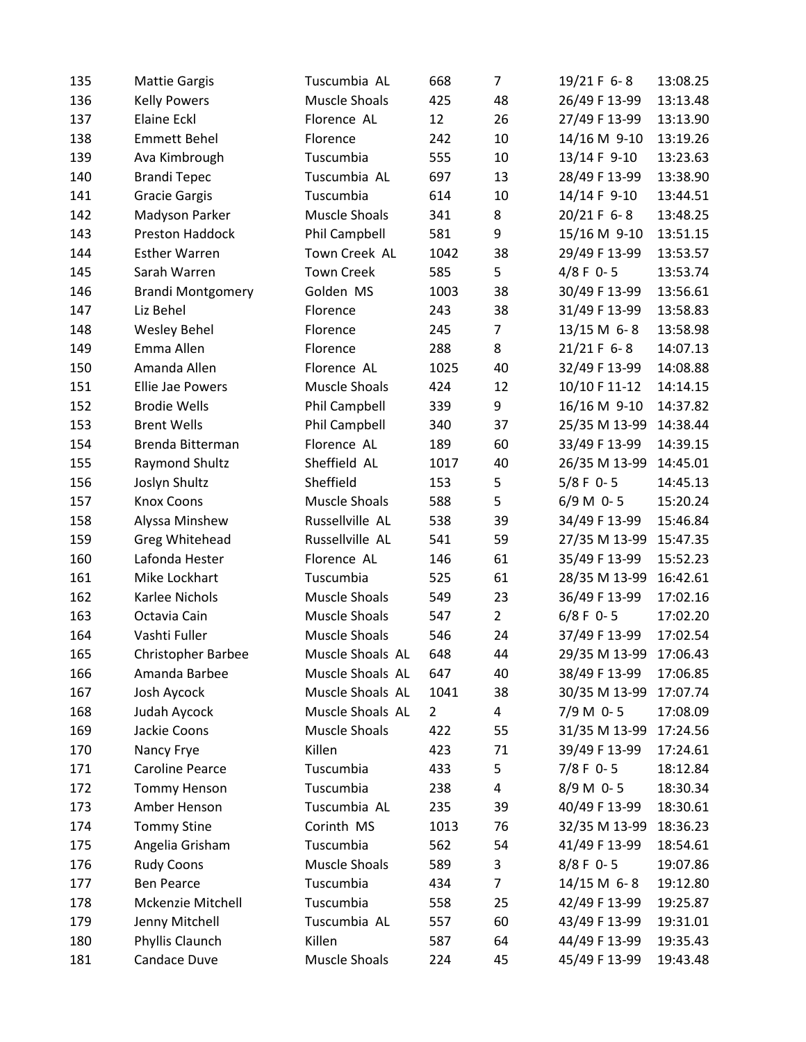| | | | | | | |
|---|---|---|---|---|---|---|
| 135 | Mattie Gargis | Tuscumbia AL | 668 | 7 | 19/21 F 6- 8 | 13:08.25 |
| 136 | Kelly Powers | Muscle Shoals | 425 | 48 | 26/49 F 13-99 | 13:13.48 |
| 137 | Elaine Eckl | Florence AL | 12 | 26 | 27/49 F 13-99 | 13:13.90 |
| 138 | Emmett Behel | Florence | 242 | 10 | 14/16 M 9-10 | 13:19.26 |
| 139 | Ava Kimbrough | Tuscumbia | 555 | 10 | 13/14 F 9-10 | 13:23.63 |
| 140 | Brandi Tepec | Tuscumbia AL | 697 | 13 | 28/49 F 13-99 | 13:38.90 |
| 141 | Gracie Gargis | Tuscumbia | 614 | 10 | 14/14 F 9-10 | 13:44.51 |
| 142 | Madyson Parker | Muscle Shoals | 341 | 8 | 20/21 F 6- 8 | 13:48.25 |
| 143 | Preston Haddock | Phil Campbell | 581 | 9 | 15/16 M 9-10 | 13:51.15 |
| 144 | Esther Warren | Town Creek AL | 1042 | 38 | 29/49 F 13-99 | 13:53.57 |
| 145 | Sarah Warren | Town Creek | 585 | 5 | 4/8 F 0- 5 | 13:53.74 |
| 146 | Brandi Montgomery | Golden MS | 1003 | 38 | 30/49 F 13-99 | 13:56.61 |
| 147 | Liz Behel | Florence | 243 | 38 | 31/49 F 13-99 | 13:58.83 |
| 148 | Wesley Behel | Florence | 245 | 7 | 13/15 M 6- 8 | 13:58.98 |
| 149 | Emma Allen | Florence | 288 | 8 | 21/21 F 6- 8 | 14:07.13 |
| 150 | Amanda Allen | Florence AL | 1025 | 40 | 32/49 F 13-99 | 14:08.88 |
| 151 | Ellie Jae Powers | Muscle Shoals | 424 | 12 | 10/10 F 11-12 | 14:14.15 |
| 152 | Brodie Wells | Phil Campbell | 339 | 9 | 16/16 M 9-10 | 14:37.82 |
| 153 | Brent Wells | Phil Campbell | 340 | 37 | 25/35 M 13-99 | 14:38.44 |
| 154 | Brenda Bitterman | Florence AL | 189 | 60 | 33/49 F 13-99 | 14:39.15 |
| 155 | Raymond Shultz | Sheffield AL | 1017 | 40 | 26/35 M 13-99 | 14:45.01 |
| 156 | Joslyn Shultz | Sheffield | 153 | 5 | 5/8 F 0- 5 | 14:45.13 |
| 157 | Knox Coons | Muscle Shoals | 588 | 5 | 6/9 M 0- 5 | 15:20.24 |
| 158 | Alyssa Minshew | Russellville AL | 538 | 39 | 34/49 F 13-99 | 15:46.84 |
| 159 | Greg Whitehead | Russellville AL | 541 | 59 | 27/35 M 13-99 | 15:47.35 |
| 160 | Lafonda Hester | Florence AL | 146 | 61 | 35/49 F 13-99 | 15:52.23 |
| 161 | Mike Lockhart | Tuscumbia | 525 | 61 | 28/35 M 13-99 | 16:42.61 |
| 162 | Karlee Nichols | Muscle Shoals | 549 | 23 | 36/49 F 13-99 | 17:02.16 |
| 163 | Octavia Cain | Muscle Shoals | 547 | 2 | 6/8 F 0- 5 | 17:02.20 |
| 164 | Vashti Fuller | Muscle Shoals | 546 | 24 | 37/49 F 13-99 | 17:02.54 |
| 165 | Christopher Barbee | Muscle Shoals AL | 648 | 44 | 29/35 M 13-99 | 17:06.43 |
| 166 | Amanda Barbee | Muscle Shoals AL | 647 | 40 | 38/49 F 13-99 | 17:06.85 |
| 167 | Josh Aycock | Muscle Shoals AL | 1041 | 38 | 30/35 M 13-99 | 17:07.74 |
| 168 | Judah Aycock | Muscle Shoals AL | 2 | 4 | 7/9 M 0- 5 | 17:08.09 |
| 169 | Jackie Coons | Muscle Shoals | 422 | 55 | 31/35 M 13-99 | 17:24.56 |
| 170 | Nancy Frye | Killen | 423 | 71 | 39/49 F 13-99 | 17:24.61 |
| 171 | Caroline Pearce | Tuscumbia | 433 | 5 | 7/8 F 0- 5 | 18:12.84 |
| 172 | Tommy Henson | Tuscumbia | 238 | 4 | 8/9 M 0- 5 | 18:30.34 |
| 173 | Amber Henson | Tuscumbia AL | 235 | 39 | 40/49 F 13-99 | 18:30.61 |
| 174 | Tommy Stine | Corinth MS | 1013 | 76 | 32/35 M 13-99 | 18:36.23 |
| 175 | Angelia Grisham | Tuscumbia | 562 | 54 | 41/49 F 13-99 | 18:54.61 |
| 176 | Rudy Coons | Muscle Shoals | 589 | 3 | 8/8 F 0- 5 | 19:07.86 |
| 177 | Ben Pearce | Tuscumbia | 434 | 7 | 14/15 M 6- 8 | 19:12.80 |
| 178 | Mckenzie Mitchell | Tuscumbia | 558 | 25 | 42/49 F 13-99 | 19:25.87 |
| 179 | Jenny Mitchell | Tuscumbia AL | 557 | 60 | 43/49 F 13-99 | 19:31.01 |
| 180 | Phyllis Claunch | Killen | 587 | 64 | 44/49 F 13-99 | 19:35.43 |
| 181 | Candace Duve | Muscle Shoals | 224 | 45 | 45/49 F 13-99 | 19:43.48 |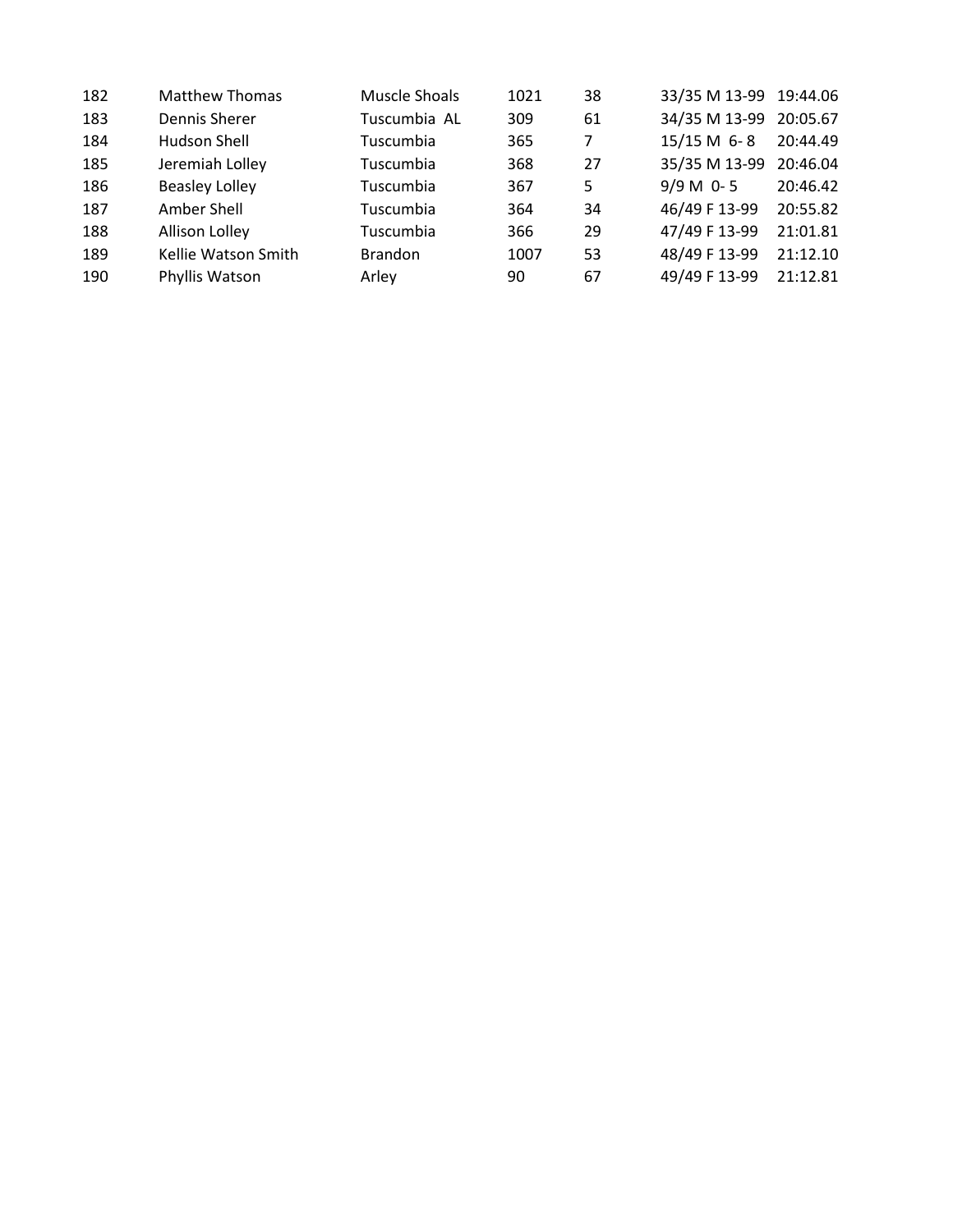| | | | | | | |
|---|---|---|---|---|---|---|
| 182 | Matthew Thomas | Muscle Shoals | 1021 | 38 | 33/35 M 13-99 | 19:44.06 |
| 183 | Dennis Sherer | Tuscumbia AL | 309 | 61 | 34/35 M 13-99 | 20:05.67 |
| 184 | Hudson Shell | Tuscumbia | 365 | 7 | 15/15 M 6- 8 | 20:44.49 |
| 185 | Jeremiah Lolley | Tuscumbia | 368 | 27 | 35/35 M 13-99 | 20:46.04 |
| 186 | Beasley Lolley | Tuscumbia | 367 | 5 | 9/9 M 0- 5 | 20:46.42 |
| 187 | Amber Shell | Tuscumbia | 364 | 34 | 46/49 F 13-99 | 20:55.82 |
| 188 | Allison Lolley | Tuscumbia | 366 | 29 | 47/49 F 13-99 | 21:01.81 |
| 189 | Kellie Watson Smith | Brandon | 1007 | 53 | 48/49 F 13-99 | 21:12.10 |
| 190 | Phyllis Watson | Arley | 90 | 67 | 49/49 F 13-99 | 21:12.81 |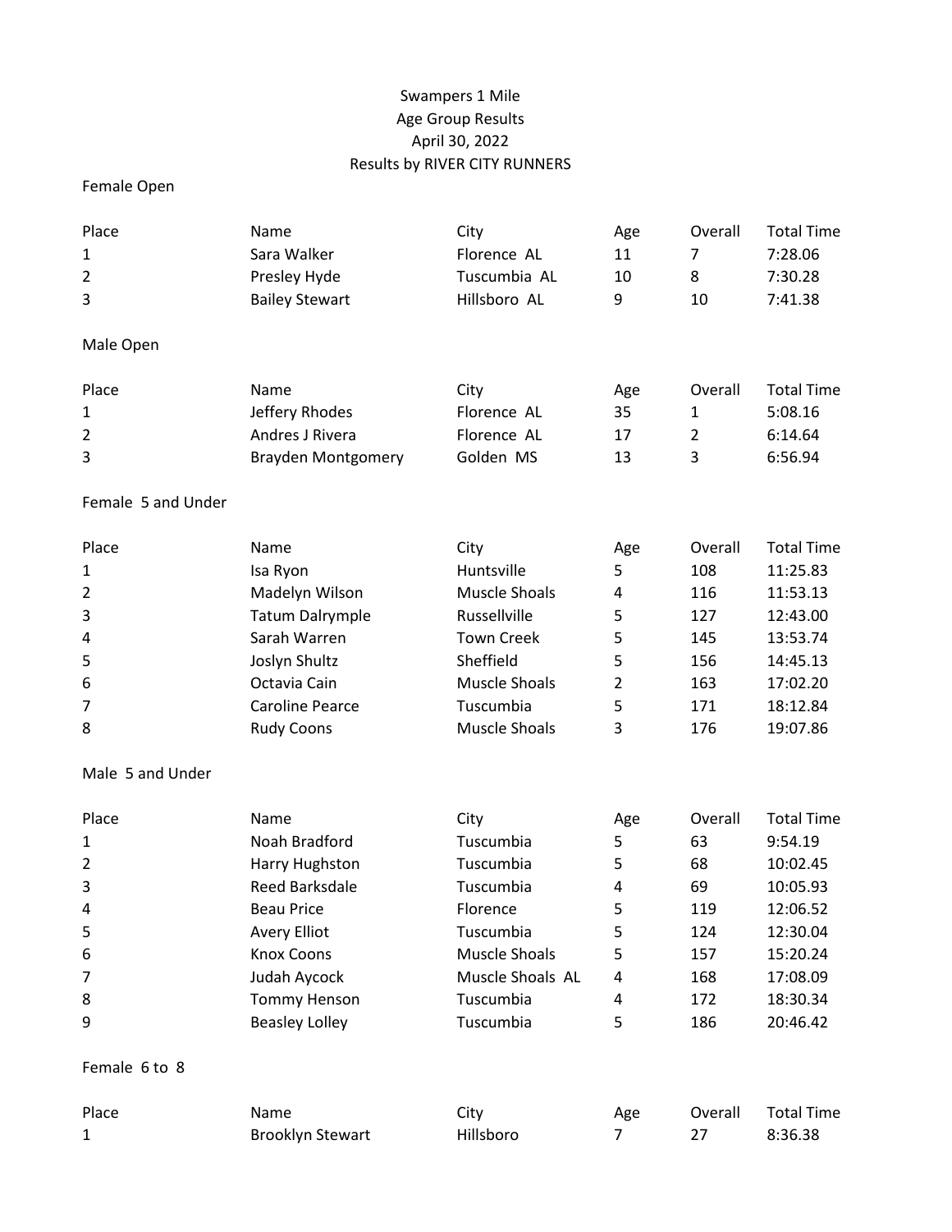# Swampers 1 Mile

## Age Group Results

April 30, 2022

Results by RIVER CITY RUNNERS

### Female Open

| Place | Name | City | Age | Overall | Total Time |
|---|---|---|---|---|---|
| 1 | Sara Walker | Florence AL | 11 | 7 | 7:28.06 |
| 2 | Presley Hyde | Tuscumbia AL | 10 | 8 | 7:30.28 |
| 3 | Bailey Stewart | Hillsboro AL | 9 | 10 | 7:41.38 |

### Male Open

| Place | Name | City | Age | Overall | Total Time |
|---|---|---|---|---|---|
| 1 | Jeffery Rhodes | Florence AL | 35 | 1 | 5:08.16 |
| 2 | Andres J Rivera | Florence AL | 17 | 2 | 6:14.64 |
| 3 | Brayden Montgomery | Golden MS | 13 | 3 | 6:56.94 |

### Female 5 and Under

| Place | Name | City | Age | Overall | Total Time |
|---|---|---|---|---|---|
| 1 | Isa Ryon | Huntsville | 5 | 108 | 11:25.83 |
| 2 | Madelyn Wilson | Muscle Shoals | 4 | 116 | 11:53.13 |
| 3 | Tatum Dalrymple | Russellville | 5 | 127 | 12:43.00 |
| 4 | Sarah Warren | Town Creek | 5 | 145 | 13:53.74 |
| 5 | Joslyn Shultz | Sheffield | 5 | 156 | 14:45.13 |
| 6 | Octavia Cain | Muscle Shoals | 2 | 163 | 17:02.20 |
| 7 | Caroline Pearce | Tuscumbia | 5 | 171 | 18:12.84 |
| 8 | Rudy Coons | Muscle Shoals | 3 | 176 | 19:07.86 |

### Male 5 and Under

| Place | Name | City | Age | Overall | Total Time |
|---|---|---|---|---|---|
| 1 | Noah Bradford | Tuscumbia | 5 | 63 | 9:54.19 |
| 2 | Harry Hughston | Tuscumbia | 5 | 68 | 10:02.45 |
| 3 | Reed Barksdale | Tuscumbia | 4 | 69 | 10:05.93 |
| 4 | Beau Price | Florence | 5 | 119 | 12:06.52 |
| 5 | Avery Elliot | Tuscumbia | 5 | 124 | 12:30.04 |
| 6 | Knox Coons | Muscle Shoals | 5 | 157 | 15:20.24 |
| 7 | Judah Aycock | Muscle Shoals AL | 4 | 168 | 17:08.09 |
| 8 | Tommy Henson | Tuscumbia | 4 | 172 | 18:30.34 |
| 9 | Beasley Lolley | Tuscumbia | 5 | 186 | 20:46.42 |

### Female 6 to 8

| Place | Name | City | Age | Overall | Total Time |
|---|---|---|---|---|---|
| 1 | Brooklyn Stewart | Hillsboro | 7 | 27 | 8:36.38 |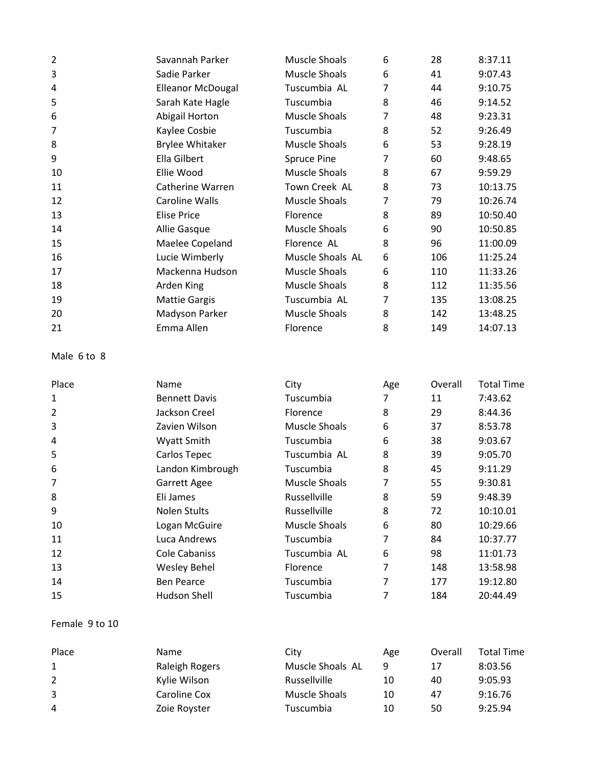| | | | | | |
|---|---|---|---|---|---|
| 2 | Savannah Parker | Muscle Shoals | 6 | 28 | 8:37.11 |
| 3 | Sadie Parker | Muscle Shoals | 6 | 41 | 9:07.43 |
| 4 | Elleanor McDougal | Tuscumbia AL | 7 | 44 | 9:10.75 |
| 5 | Sarah Kate Hagle | Tuscumbia | 8 | 46 | 9:14.52 |
| 6 | Abigail Horton | Muscle Shoals | 7 | 48 | 9:23.31 |
| 7 | Kaylee Cosbie | Tuscumbia | 8 | 52 | 9:26.49 |
| 8 | Brylee Whitaker | Muscle Shoals | 6 | 53 | 9:28.19 |
| 9 | Ella Gilbert | Spruce Pine | 7 | 60 | 9:48.65 |
| 10 | Ellie Wood | Muscle Shoals | 8 | 67 | 9:59.29 |
| 11 | Catherine Warren | Town Creek AL | 8 | 73 | 10:13.75 |
| 12 | Caroline Walls | Muscle Shoals | 7 | 79 | 10:26.74 |
| 13 | Elise Price | Florence | 8 | 89 | 10:50.40 |
| 14 | Allie Gasque | Muscle Shoals | 6 | 90 | 10:50.85 |
| 15 | Maelee Copeland | Florence AL | 8 | 96 | 11:00.09 |
| 16 | Lucie Wimberly | Muscle Shoals AL | 6 | 106 | 11:25.24 |
| 17 | Mackenna Hudson | Muscle Shoals | 6 | 110 | 11:33.26 |
| 18 | Arden King | Muscle Shoals | 8 | 112 | 11:35.56 |
| 19 | Mattie Gargis | Tuscumbia AL | 7 | 135 | 13:08.25 |
| 20 | Madyson Parker | Muscle Shoals | 8 | 142 | 13:48.25 |
| 21 | Emma Allen | Florence | 8 | 149 | 14:07.13 |

Male 6 to 8

| Place | Name | City | Age | Overall | Total Time |
|---|---|---|---|---|---|
| 1 | Bennett Davis | Tuscumbia | 7 | 11 | 7:43.62 |
| 2 | Jackson Creel | Florence | 8 | 29 | 8:44.36 |
| 3 | Zavien Wilson | Muscle Shoals | 6 | 37 | 8:53.78 |
| 4 | Wyatt Smith | Tuscumbia | 6 | 38 | 9:03.67 |
| 5 | Carlos Tepec | Tuscumbia AL | 8 | 39 | 9:05.70 |
| 6 | Landon Kimbrough | Tuscumbia | 8 | 45 | 9:11.29 |
| 7 | Garrett Agee | Muscle Shoals | 7 | 55 | 9:30.81 |
| 8 | Eli James | Russellville | 8 | 59 | 9:48.39 |
| 9 | Nolen Stults | Russellville | 8 | 72 | 10:10.01 |
| 10 | Logan McGuire | Muscle Shoals | 6 | 80 | 10:29.66 |
| 11 | Luca Andrews | Tuscumbia | 7 | 84 | 10:37.77 |
| 12 | Cole Cabaniss | Tuscumbia AL | 6 | 98 | 11:01.73 |
| 13 | Wesley Behel | Florence | 7 | 148 | 13:58.98 |
| 14 | Ben Pearce | Tuscumbia | 7 | 177 | 19:12.80 |
| 15 | Hudson Shell | Tuscumbia | 7 | 184 | 20:44.49 |

Female 9 to 10

| Place | Name | City | Age | Overall | Total Time |
|---|---|---|---|---|---|
| 1 | Raleigh Rogers | Muscle Shoals AL | 9 | 17 | 8:03.56 |
| 2 | Kylie Wilson | Russellville | 10 | 40 | 9:05.93 |
| 3 | Caroline Cox | Muscle Shoals | 10 | 47 | 9:16.76 |
| 4 | Zoie Royster | Tuscumbia | 10 | 50 | 9:25.94 |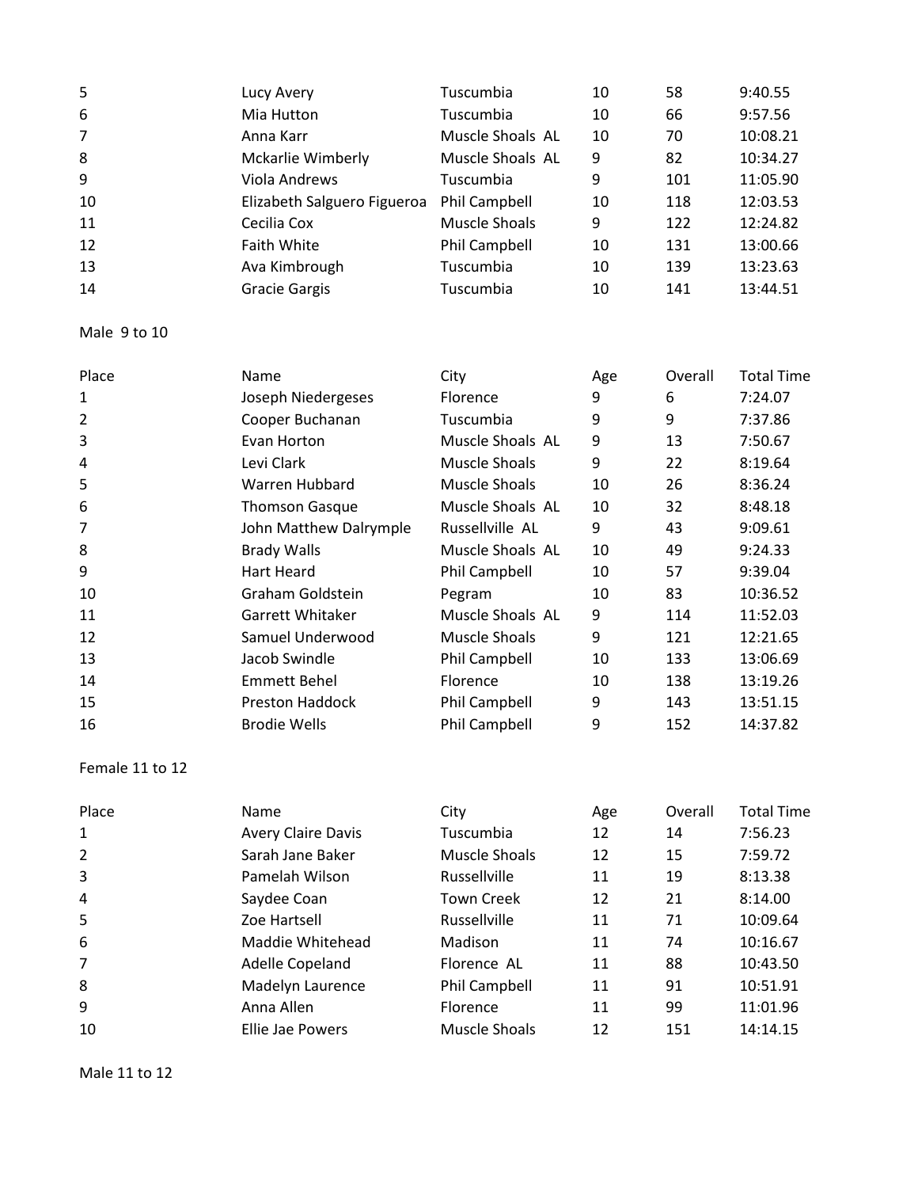| | | | | | |
|---|---|---|---|---|---|
| 5 | Lucy Avery | Tuscumbia | 10 | 58 | 9:40.55 |
| 6 | Mia Hutton | Tuscumbia | 10 | 66 | 9:57.56 |
| 7 | Anna Karr | Muscle Shoals AL | 10 | 70 | 10:08.21 |
| 8 | Mckarlie Wimberly | Muscle Shoals AL | 9 | 82 | 10:34.27 |
| 9 | Viola Andrews | Tuscumbia | 9 | 101 | 11:05.90 |
| 10 | Elizabeth Salguero Figueroa | Phil Campbell | 10 | 118 | 12:03.53 |
| 11 | Cecilia Cox | Muscle Shoals | 9 | 122 | 12:24.82 |
| 12 | Faith White | Phil Campbell | 10 | 131 | 13:00.66 |
| 13 | Ava Kimbrough | Tuscumbia | 10 | 139 | 13:23.63 |
| 14 | Gracie Gargis | Tuscumbia | 10 | 141 | 13:44.51 |

Male 9 to 10

| Place | Name | City | Age | Overall | Total Time |
|---|---|---|---|---|---|
| 1 | Joseph Niedergeses | Florence | 9 | 6 | 7:24.07 |
| 2 | Cooper Buchanan | Tuscumbia | 9 | 9 | 7:37.86 |
| 3 | Evan Horton | Muscle Shoals AL | 9 | 13 | 7:50.67 |
| 4 | Levi Clark | Muscle Shoals | 9 | 22 | 8:19.64 |
| 5 | Warren Hubbard | Muscle Shoals | 10 | 26 | 8:36.24 |
| 6 | Thomson Gasque | Muscle Shoals AL | 10 | 32 | 8:48.18 |
| 7 | John Matthew Dalrymple | Russellville AL | 9 | 43 | 9:09.61 |
| 8 | Brady Walls | Muscle Shoals AL | 10 | 49 | 9:24.33 |
| 9 | Hart Heard | Phil Campbell | 10 | 57 | 9:39.04 |
| 10 | Graham Goldstein | Pegram | 10 | 83 | 10:36.52 |
| 11 | Garrett Whitaker | Muscle Shoals AL | 9 | 114 | 11:52.03 |
| 12 | Samuel Underwood | Muscle Shoals | 9 | 121 | 12:21.65 |
| 13 | Jacob Swindle | Phil Campbell | 10 | 133 | 13:06.69 |
| 14 | Emmett Behel | Florence | 10 | 138 | 13:19.26 |
| 15 | Preston Haddock | Phil Campbell | 9 | 143 | 13:51.15 |
| 16 | Brodie Wells | Phil Campbell | 9 | 152 | 14:37.82 |

Female 11 to 12

| Place | Name | City | Age | Overall | Total Time |
|---|---|---|---|---|---|
| 1 | Avery Claire Davis | Tuscumbia | 12 | 14 | 7:56.23 |
| 2 | Sarah Jane Baker | Muscle Shoals | 12 | 15 | 7:59.72 |
| 3 | Pamelah Wilson | Russellville | 11 | 19 | 8:13.38 |
| 4 | Saydee Coan | Town Creek | 12 | 21 | 8:14.00 |
| 5 | Zoe Hartsell | Russellville | 11 | 71 | 10:09.64 |
| 6 | Maddie Whitehead | Madison | 11 | 74 | 10:16.67 |
| 7 | Adelle Copeland | Florence AL | 11 | 88 | 10:43.50 |
| 8 | Madelyn Laurence | Phil Campbell | 11 | 91 | 10:51.91 |
| 9 | Anna Allen | Florence | 11 | 99 | 11:01.96 |
| 10 | Ellie Jae Powers | Muscle Shoals | 12 | 151 | 14:14.15 |

Male 11 to 12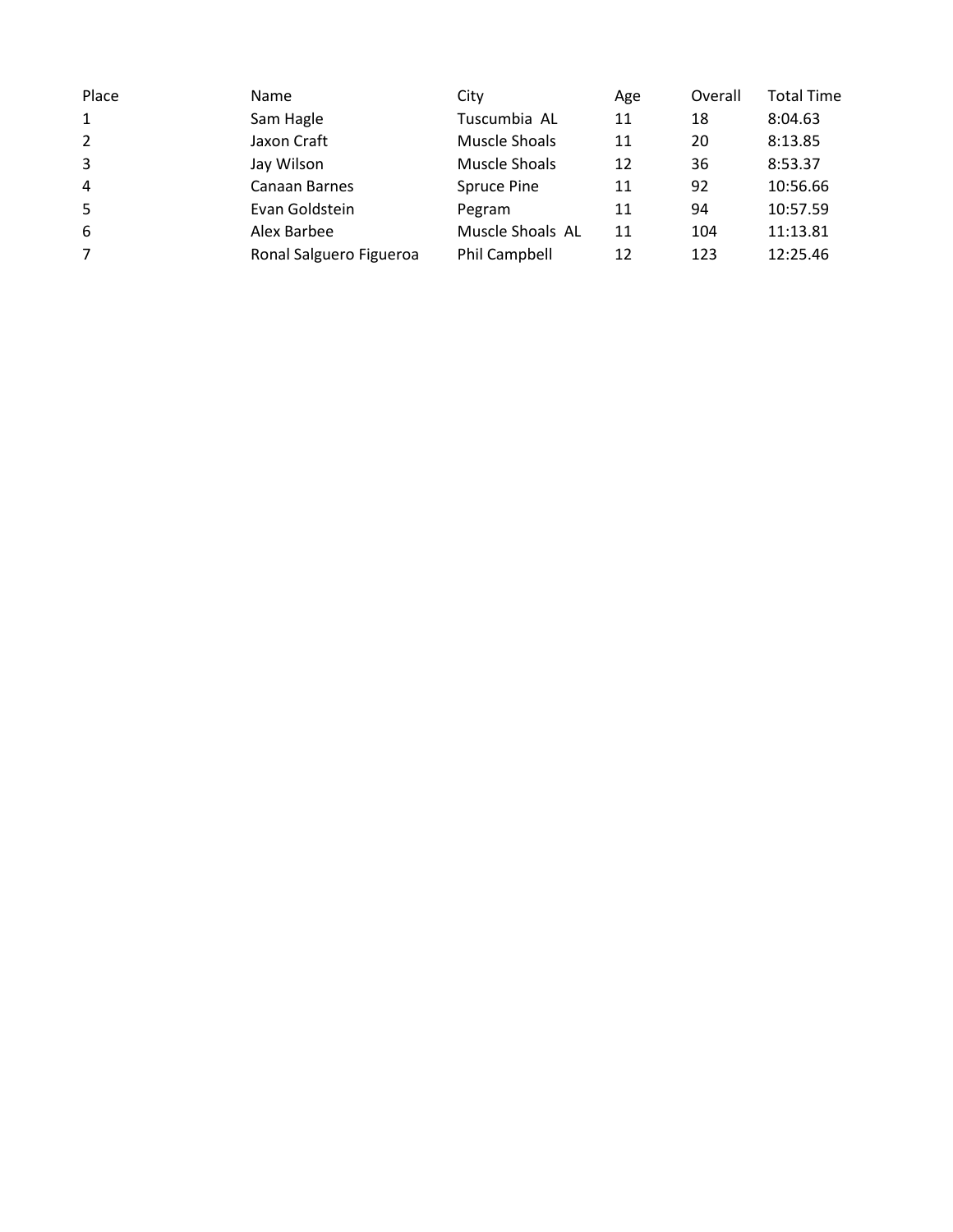| Place | Name | City | Age | Overall | Total Time |
| --- | --- | --- | --- | --- | --- |
| 1 | Sam Hagle | Tuscumbia AL | 11 | 18 | 8:04.63 |
| 2 | Jaxon Craft | Muscle Shoals | 11 | 20 | 8:13.85 |
| 3 | Jay Wilson | Muscle Shoals | 12 | 36 | 8:53.37 |
| 4 | Canaan Barnes | Spruce Pine | 11 | 92 | 10:56.66 |
| 5 | Evan Goldstein | Pegram | 11 | 94 | 10:57.59 |
| 6 | Alex Barbee | Muscle Shoals AL | 11 | 104 | 11:13.81 |
| 7 | Ronal Salguero Figueroa | Phil Campbell | 12 | 123 | 12:25.46 |